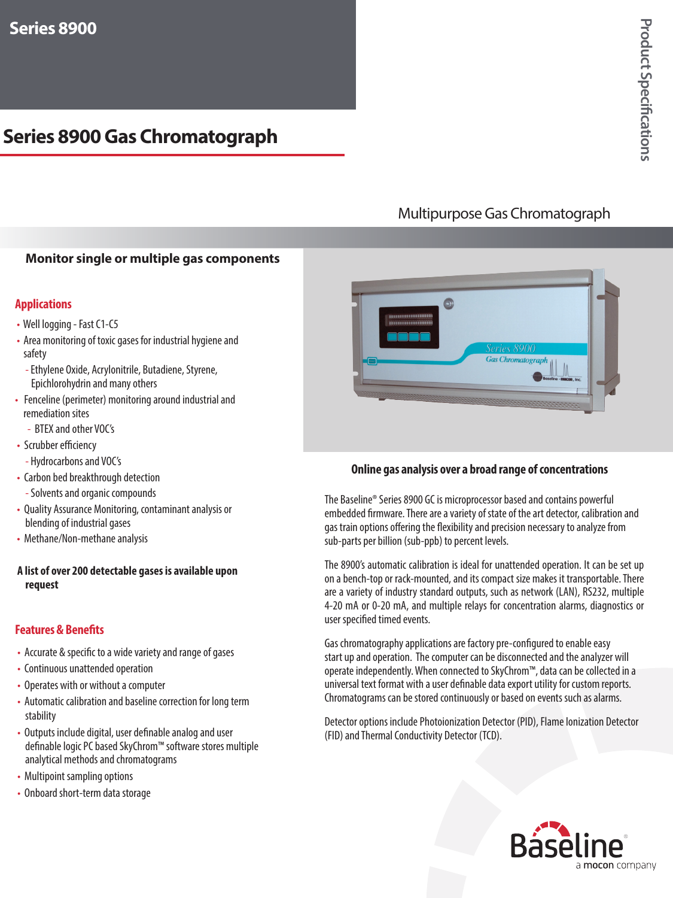# Series 8900 Gas Chromatograph

Multipurpose Gas Chromatograph

## Monitor single or multiple gas components

### Applications

- Well logging - Fast C1-C5
- Area monitoring of toxic gases for industrial hygiene and safety
  - Ethylene Oxide, Acrylonitrile, Butadiene, Styrene, Epichlorohydrin and many others
- Fenceline (perimeter) monitoring around industrial and remediation sites
  - BTEX and other VOC's
- Scrubber efficiency
  - Hydrocarbons and VOC's
- Carbon bed breakthrough detection
  - Solvents and organic compounds
- Quality Assurance Monitoring, contaminant analysis or blending of industrial gases
- Methane/Non-methane analysis

**A list of over 200 detectable gases is available upon request**

### Features & Benefits

- Accurate & specific to a wide variety and range of gases
- Continuous unattended operation
- Operates with or without a computer
- Automatic calibration and baseline correction for long term stability
- Outputs include digital, user definable analog and user definable logic PC based SkyChrom™ software stores multiple analytical methods and chromatograms
- Multipoint sampling options
- Onboard short-term data storage

### Online gas analysis over a broad range of concentrations

The Baseline® Series 8900 GC is microprocessor based and contains powerful embedded firmware. There are a variety of state of the art detector, calibration and gas train options offering the flexibility and precision necessary to analyze from sub-parts per billion (sub-ppb) to percent levels.

The 8900's automatic calibration is ideal for unattended operation. It can be set up on a bench-top or rack-mounted, and its compact size makes it transportable. There are a variety of industry standard outputs, such as network (LAN), RS232, multiple 4-20 mA or 0-20 mA, and multiple relays for concentration alarms, diagnostics or user specified timed events.

Gas chromatography applications are factory pre-configured to enable easy start up and operation. The computer can be disconnected and the analyzer will operate independently. When connected to SkyChrom™, data can be collected in a universal text format with a user definable data export utility for custom reports. Chromatograms can be stored continuously or based on events such as alarms.

Detector options include Photoionization Detector (PID), Flame Ionization Detector (FID) and Thermal Conductivity Detector (TCD).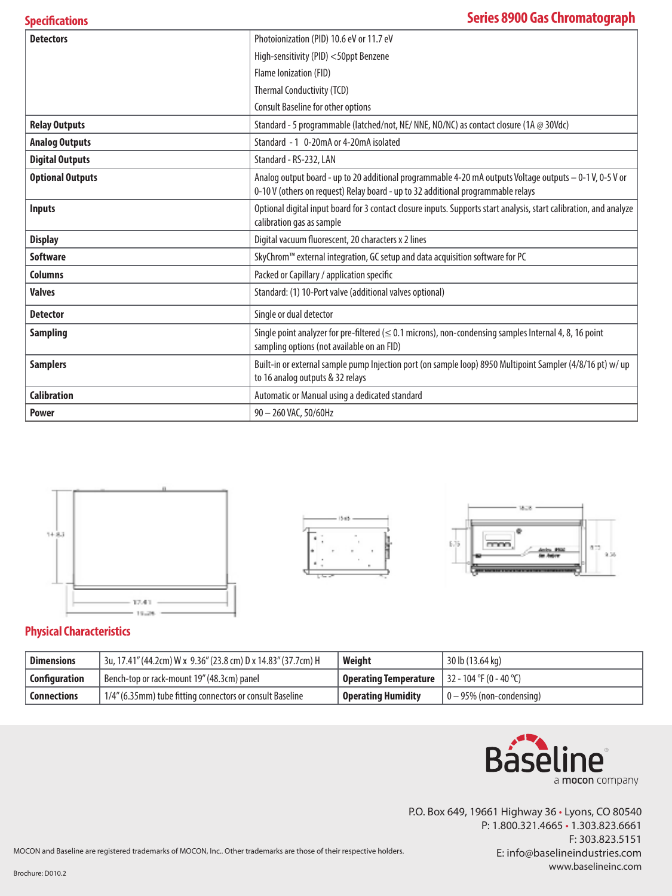## Specifications

**Series 8900 Gas Chromatograph**

| | |
|---|---|
| **Detectors** | Photoionization (PID) 10.6 eV or 11.7 eV<br>High-sensitivity (PID) <50ppt Benzene<br>Flame Ionization (FID)<br>Thermal Conductivity (TCD)<br>Consult Baseline for other options |
| **Relay Outputs** | Standard - 5 programmable (latched/not, NE/ NNE, NO/NC) as contact closure (1A @ 30Vdc) |
| **Analog Outputs** | Standard - 1 0-20mA or 4-20mA isolated |
| **Digital Outputs** | Standard - RS-232, LAN |
| **Optional Outputs** | Analog output board - up to 20 additional programmable 4-20 mA outputs Voltage outputs – 0-1 V, 0-5 V or 0-10 V (others on request) Relay board - up to 32 additional programmable relays |
| **Inputs** | Optional digital input board for 3 contact closure inputs. Supports start analysis, start calibration, and analyze calibration gas as sample |
| **Display** | Digital vacuum fluorescent, 20 characters x 2 lines |
| **Software** | SkyChrom™ external integration, GC setup and data acquisition software for PC |
| **Columns** | Packed or Capillary / application specific |
| **Valves** | Standard: (1) 10-Port valve (additional valves optional) |
| **Detector** | Single or dual detector |
| **Sampling** | Single point analyzer for pre-filtered (≤ 0.1 microns), non-condensing samples Internal 4, 8, 16 point sampling options (not available on an FID) |
| **Samplers** | Built-in or external sample pump Injection port (on sample loop) 8950 Multipoint Sampler (4/8/16 pt) w/ up to 16 analog outputs & 32 relays |
| **Calibration** | Automatic or Manual using a dedicated standard |
| **Power** | 90 – 260 VAC, 50/60Hz |

14.83

17.41

19.26

15.65

18.28

6.75

8.13

9.36

## Physical Characteristics

| | | | |
|---|---|---|---|
| **Dimensions** | 3u, 17.41" (44.2cm) W x 9.36" (23.8 cm) D x 14.83" (37.7cm) H | **Weight** | 30 lb (13.64 kg) |
| **Configuration** | Bench-top or rack-mount 19" (48.3cm) panel | **Operating Temperature** | 32 - 104 °F (0 - 40 °C) |
| **Connections** | 1/4" (6.35mm) tube fitting connectors or consult Baseline | **Operating Humidity** | 0 – 95% (non-condensing) |

Baseline® a mocon company

P.O. Box 649, 19661 Highway 36 • Lyons, CO 80540
P: 1.800.321.4665 • 1.303.823.6661
F: 303.823.5151
E: info@baselineindustries.com
www.baselineinc.com

MOCON and Baseline are registered trademarks of MOCON, Inc.. Other trademarks are those of their respective holders.

Brochure: D010.2